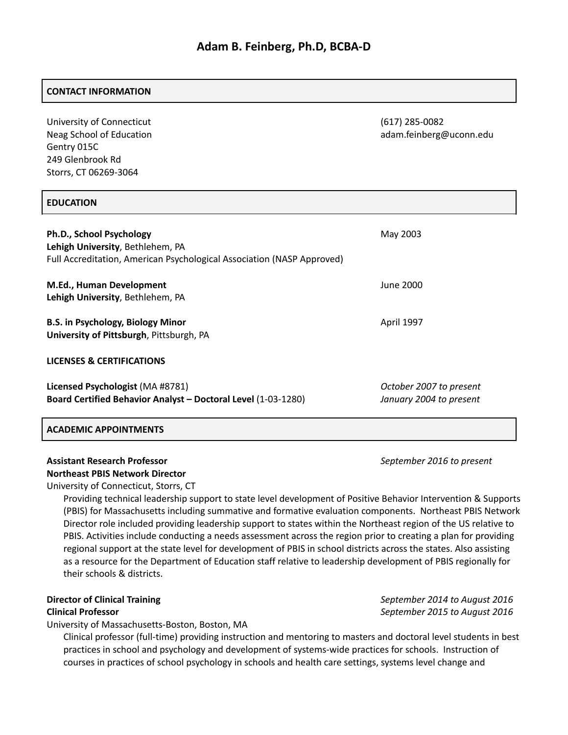# Adam B. Feinberg, Ph.D, BCBA-D

## CONTACT INFORMATION

University of Connecticut
Neag School of Education
Gentry 015C
249 Glenbrook Rd
Storrs, CT 06269-3064

(617) 285-0082
adam.feinberg@uconn.edu

## EDUCATION

**Ph.D., School Psychology** — May 2003
**Lehigh University**, Bethlehem, PA
Full Accreditation, American Psychological Association (NASP Approved)

**M.Ed., Human Development** — June 2000
**Lehigh University**, Bethlehem, PA

**B.S. in Psychology, Biology Minor** — April 1997
**University of Pittsburgh**, Pittsburgh, PA

### LICENSES & CERTIFICATIONS

**Licensed Psychologist** (MA #8781) — *October 2007 to present*
**Board Certified Behavior Analyst – Doctoral Level** (1-03-1280) — *January 2004 to present*

## ACADEMIC APPOINTMENTS

**Assistant Research Professor** — *September 2016 to present*
**Northeast PBIS Network Director**
University of Connecticut, Storrs, CT

Providing technical leadership support to state level development of Positive Behavior Intervention & Supports (PBIS) for Massachusetts including summative and formative evaluation components. Northeast PBIS Network Director role included providing leadership support to states within the Northeast region of the US relative to PBIS. Activities include conducting a needs assessment across the region prior to creating a plan for providing regional support at the state level for development of PBIS in school districts across the states. Also assisting as a resource for the Department of Education staff relative to leadership development of PBIS regionally for their schools & districts.

**Director of Clinical Training** — *September 2014 to August 2016*
**Clinical Professor** — *September 2015 to August 2016*
University of Massachusetts-Boston, Boston, MA

Clinical professor (full-time) providing instruction and mentoring to masters and doctoral level students in best practices in school and psychology and development of systems-wide practices for schools. Instruction of courses in practices of school psychology in schools and health care settings, systems level change and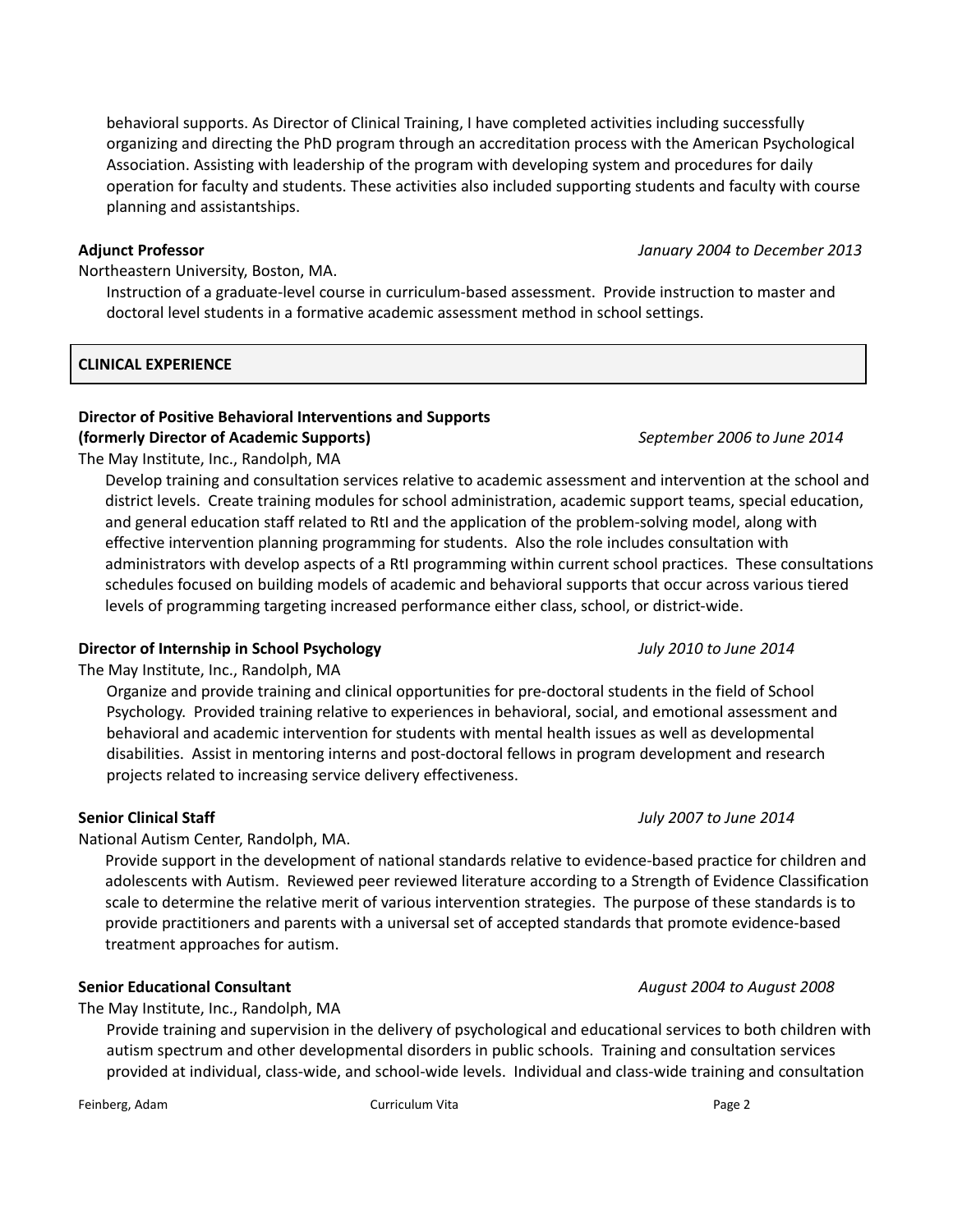behavioral supports. As Director of Clinical Training, I have completed activities including successfully organizing and directing the PhD program through an accreditation process with the American Psychological Association. Assisting with leadership of the program with developing system and procedures for daily operation for faculty and students. These activities also included supporting students and faculty with course planning and assistantships.

**Adjunct Professor** *January 2004 to December 2013*

Northeastern University, Boston, MA.

Instruction of a graduate-level course in curriculum-based assessment. Provide instruction to master and doctoral level students in a formative academic assessment method in school settings.

## CLINICAL EXPERIENCE

**Director of Positive Behavioral Interventions and Supports (formerly Director of Academic Supports)** *September 2006 to June 2014*

The May Institute, Inc., Randolph, MA

Develop training and consultation services relative to academic assessment and intervention at the school and district levels. Create training modules for school administration, academic support teams, special education, and general education staff related to RtI and the application of the problem-solving model, along with effective intervention planning programming for students. Also the role includes consultation with administrators with develop aspects of a RtI programming within current school practices. These consultations schedules focused on building models of academic and behavioral supports that occur across various tiered levels of programming targeting increased performance either class, school, or district-wide.

**Director of Internship in School Psychology** *July 2010 to June 2014*

The May Institute, Inc., Randolph, MA

Organize and provide training and clinical opportunities for pre-doctoral students in the field of School Psychology. Provided training relative to experiences in behavioral, social, and emotional assessment and behavioral and academic intervention for students with mental health issues as well as developmental disabilities. Assist in mentoring interns and post-doctoral fellows in program development and research projects related to increasing service delivery effectiveness.

**Senior Clinical Staff** *July 2007 to June 2014*

National Autism Center, Randolph, MA.

Provide support in the development of national standards relative to evidence-based practice for children and adolescents with Autism. Reviewed peer reviewed literature according to a Strength of Evidence Classification scale to determine the relative merit of various intervention strategies. The purpose of these standards is to provide practitioners and parents with a universal set of accepted standards that promote evidence-based treatment approaches for autism.

**Senior Educational Consultant** *August 2004 to August 2008*

The May Institute, Inc., Randolph, MA

Provide training and supervision in the delivery of psychological and educational services to both children with autism spectrum and other developmental disorders in public schools. Training and consultation services provided at individual, class-wide, and school-wide levels. Individual and class-wide training and consultation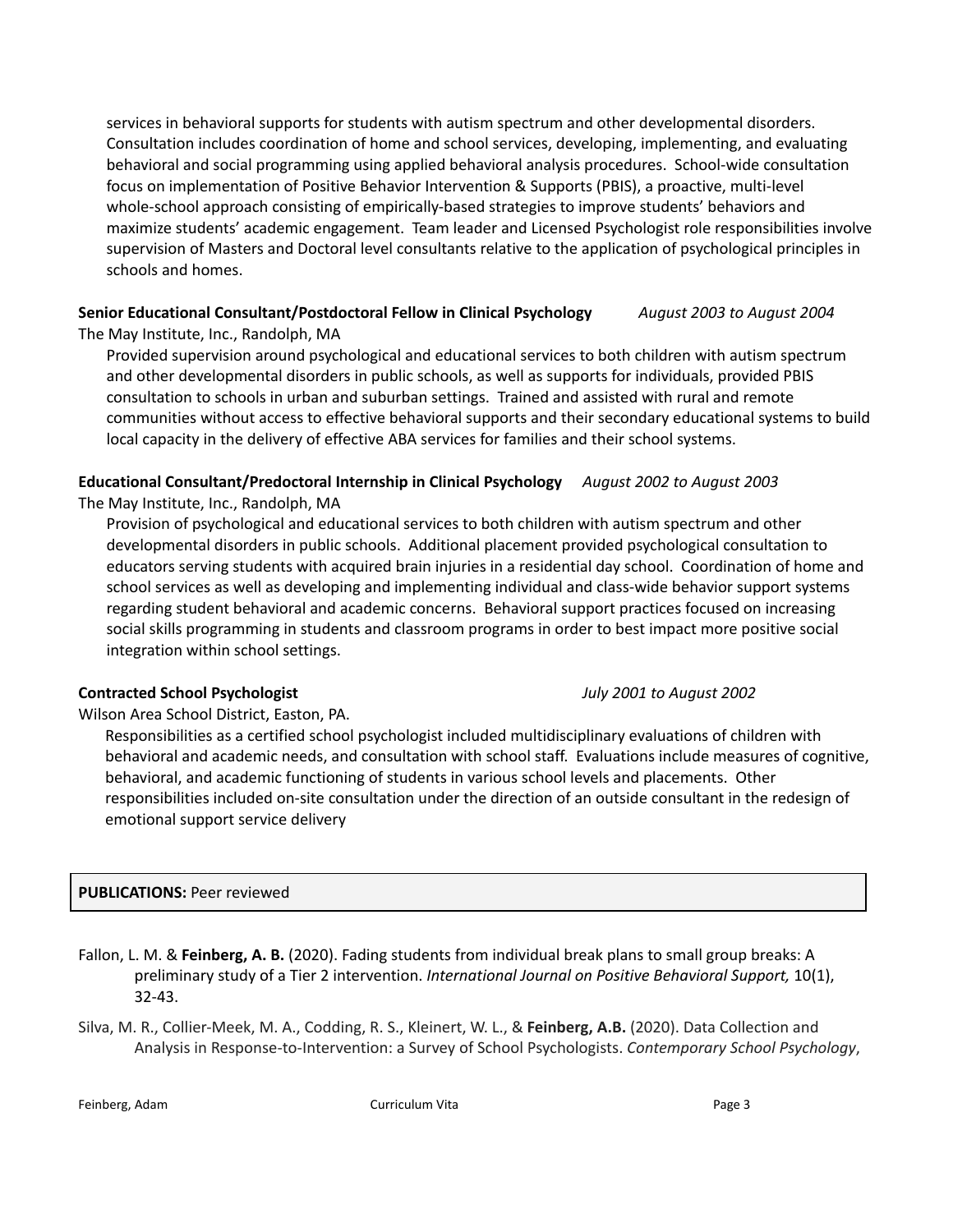services in behavioral supports for students with autism spectrum and other developmental disorders. Consultation includes coordination of home and school services, developing, implementing, and evaluating behavioral and social programming using applied behavioral analysis procedures. School-wide consultation focus on implementation of Positive Behavior Intervention & Supports (PBIS), a proactive, multi-level whole-school approach consisting of empirically-based strategies to improve students' behaviors and maximize students' academic engagement. Team leader and Licensed Psychologist role responsibilities involve supervision of Masters and Doctoral level consultants relative to the application of psychological principles in schools and homes.

**Senior Educational Consultant/Postdoctoral Fellow in Clinical Psychology** *August 2003 to August 2004*
The May Institute, Inc., Randolph, MA

Provided supervision around psychological and educational services to both children with autism spectrum and other developmental disorders in public schools, as well as supports for individuals, provided PBIS consultation to schools in urban and suburban settings. Trained and assisted with rural and remote communities without access to effective behavioral supports and their secondary educational systems to build local capacity in the delivery of effective ABA services for families and their school systems.

**Educational Consultant/Predoctoral Internship in Clinical Psychology** *August 2002 to August 2003*
The May Institute, Inc., Randolph, MA

Provision of psychological and educational services to both children with autism spectrum and other developmental disorders in public schools. Additional placement provided psychological consultation to educators serving students with acquired brain injuries in a residential day school. Coordination of home and school services as well as developing and implementing individual and class-wide behavior support systems regarding student behavioral and academic concerns. Behavioral support practices focused on increasing social skills programming in students and classroom programs in order to best impact more positive social integration within school settings.

**Contracted School Psychologist** *July 2001 to August 2002*
Wilson Area School District, Easton, PA.

Responsibilities as a certified school psychologist included multidisciplinary evaluations of children with behavioral and academic needs, and consultation with school staff. Evaluations include measures of cognitive, behavioral, and academic functioning of students in various school levels and placements. Other responsibilities included on-site consultation under the direction of an outside consultant in the redesign of emotional support service delivery

## **PUBLICATIONS:** Peer reviewed

Fallon, L. M. & **Feinberg, A. B.** (2020). Fading students from individual break plans to small group breaks: A preliminary study of a Tier 2 intervention. *International Journal on Positive Behavioral Support,* 10(1), 32-43.

Silva, M. R., Collier-Meek, M. A., Codding, R. S., Kleinert, W. L., & **Feinberg, A.B.** (2020). Data Collection and Analysis in Response-to-Intervention: a Survey of School Psychologists. *Contemporary School Psychology*,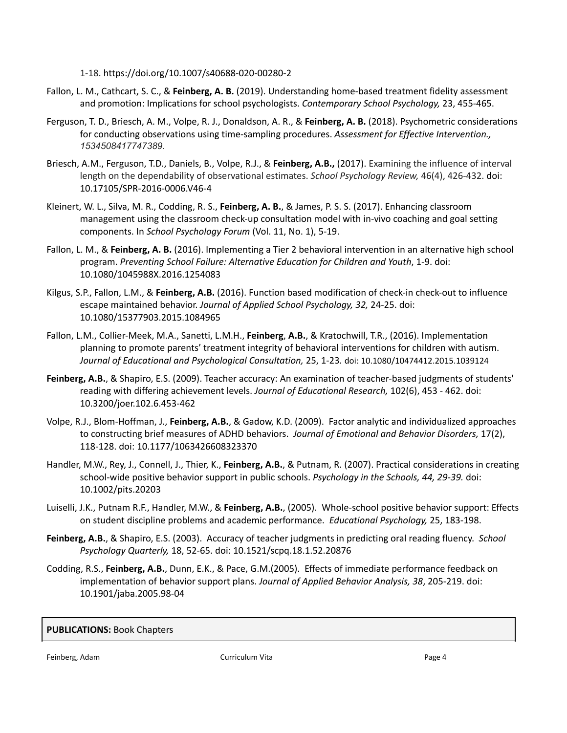1-18. https://doi.org/10.1007/s40688-020-00280-2

Fallon, L. M., Cathcart, S. C., & **Feinberg, A. B.** (2019). Understanding home-based treatment fidelity assessment and promotion: Implications for school psychologists. *Contemporary School Psychology,* 23, 455-465.

Ferguson, T. D., Briesch, A. M., Volpe, R. J., Donaldson, A. R., & **Feinberg, A. B.** (2018). Psychometric considerations for conducting observations using time-sampling procedures. *Assessment for Effective Intervention., 1534508417747389.*

Briesch, A.M., Ferguson, T.D., Daniels, B., Volpe, R.J., & **Feinberg, A.B.,** (2017). Examining the influence of interval length on the dependability of observational estimates. *School Psychology Review,* 46(4), 426-432. doi: 10.17105/SPR-2016-0006.V46-4

Kleinert, W. L., Silva, M. R., Codding, R. S., **Feinberg, A. B.**, & James, P. S. S. (2017). Enhancing classroom management using the classroom check-up consultation model with in-vivo coaching and goal setting components. In *School Psychology Forum* (Vol. 11, No. 1), 5-19.

Fallon, L. M., & **Feinberg, A. B.** (2016). Implementing a Tier 2 behavioral intervention in an alternative high school program. *Preventing School Failure: Alternative Education for Children and Youth*, 1-9. doi: 10.1080/1045988X.2016.1254083

Kilgus, S.P., Fallon, L.M., & **Feinberg, A.B.** (2016). Function based modification of check-in check-out to influence escape maintained behavior. *Journal of Applied School Psychology, 32,* 24-25. doi: 10.1080/15377903.2015.1084965

Fallon, L.M., Collier-Meek, M.A., Sanetti, L.M.H., **Feinberg**, **A.B.**, & Kratochwill, T.R., (2016). Implementation planning to promote parents' treatment integrity of behavioral interventions for children with autism. *Journal of Educational and Psychological Consultation,* 25, 1-23. doi: 10.1080/10474412.2015.1039124

**Feinberg, A.B.**, & Shapiro, E.S. (2009). Teacher accuracy: An examination of teacher-based judgments of students' reading with differing achievement levels. *Journal of Educational Research,* 102(6), 453 - 462. doi: 10.3200/joer.102.6.453-462

Volpe, R.J., Blom-Hoffman, J., **Feinberg, A.B.**, & Gadow, K.D. (2009). Factor analytic and individualized approaches to constructing brief measures of ADHD behaviors. *Journal of Emotional and Behavior Disorders,* 17(2), 118-128. doi: 10.1177/1063426608323370

Handler, M.W., Rey, J., Connell, J., Thier, K., **Feinberg, A.B.**, & Putnam, R. (2007). Practical considerations in creating school-wide positive behavior support in public schools. *Psychology in the Schools, 44, 29-39.* doi: 10.1002/pits.20203

Luiselli, J.K., Putnam R.F., Handler, M.W., & **Feinberg, A.B.**, (2005). Whole-school positive behavior support: Effects on student discipline problems and academic performance. *Educational Psychology,* 25, 183-198.

**Feinberg, A.B.**, & Shapiro, E.S. (2003). Accuracy of teacher judgments in predicting oral reading fluency. *School Psychology Quarterly,* 18, 52-65. doi: 10.1521/scpq.18.1.52.20876

Codding, R.S., **Feinberg, A.B.**, Dunn, E.K., & Pace, G.M.(2005). Effects of immediate performance feedback on implementation of behavior support plans. *Journal of Applied Behavior Analysis, 38*, 205-219. doi: 10.1901/jaba.2005.98-04

**PUBLICATIONS:** Book Chapters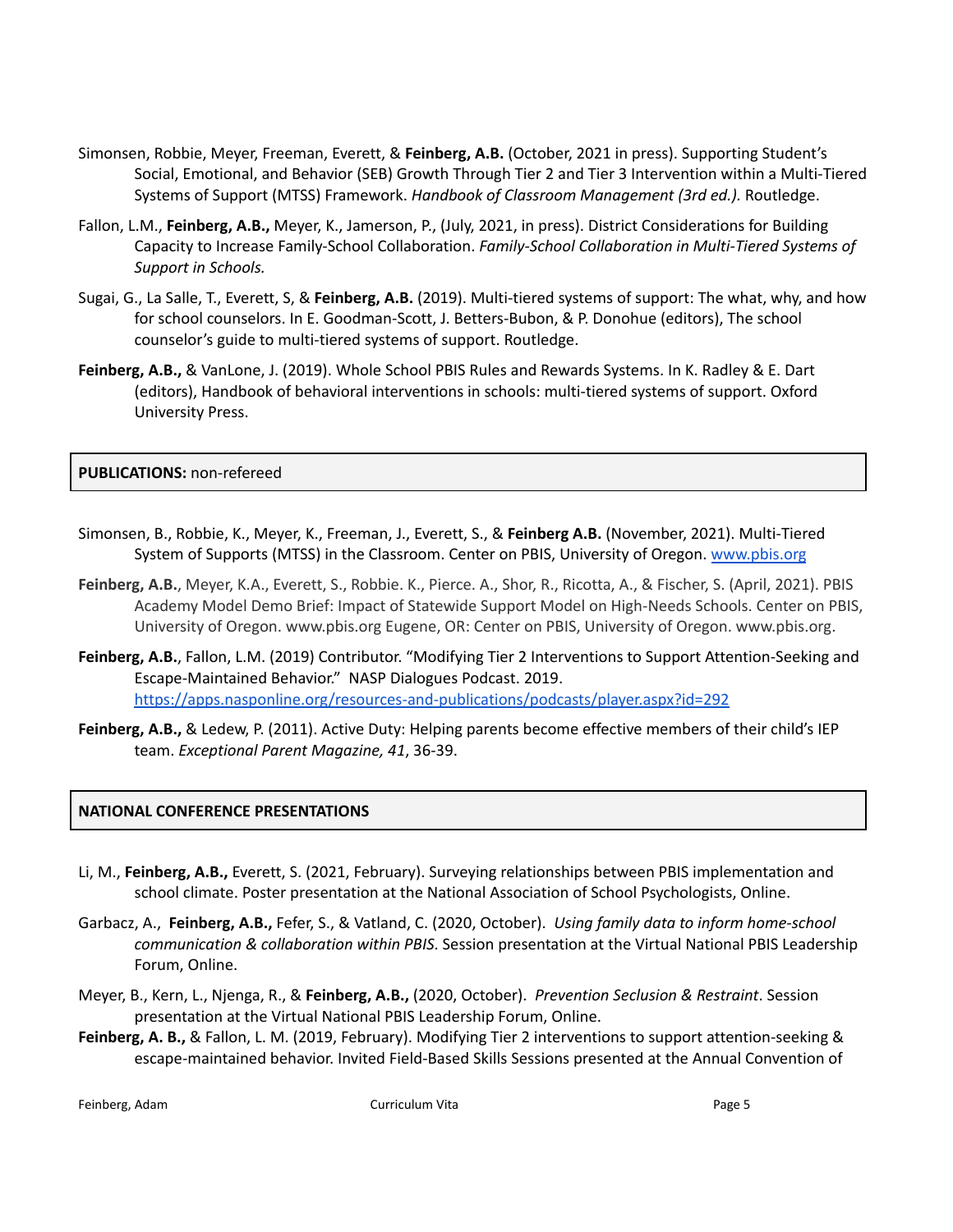Simonsen, Robbie, Meyer, Freeman, Everett, & **Feinberg, A.B.** (October, 2021 in press). Supporting Student's Social, Emotional, and Behavior (SEB) Growth Through Tier 2 and Tier 3 Intervention within a Multi-Tiered Systems of Support (MTSS) Framework. *Handbook of Classroom Management (3rd ed.).* Routledge.

Fallon, L.M., **Feinberg, A.B.,** Meyer, K., Jamerson, P., (July, 2021, in press). District Considerations for Building Capacity to Increase Family-School Collaboration. *Family-School Collaboration in Multi-Tiered Systems of Support in Schools.*

Sugai, G., La Salle, T., Everett, S, & **Feinberg, A.B.** (2019). Multi-tiered systems of support: The what, why, and how for school counselors. In E. Goodman-Scott, J. Betters-Bubon, & P. Donohue (editors), The school counselor's guide to multi-tiered systems of support. Routledge.

**Feinberg, A.B.,** & VanLone, J. (2019). Whole School PBIS Rules and Rewards Systems. In K. Radley & E. Dart (editors), Handbook of behavioral interventions in schools: multi-tiered systems of support. Oxford University Press.

## PUBLICATIONS: non-refereed

Simonsen, B., Robbie, K., Meyer, K., Freeman, J., Everett, S., & **Feinberg A.B.** (November, 2021). Multi-Tiered System of Supports (MTSS) in the Classroom. Center on PBIS, University of Oregon. www.pbis.org

**Feinberg, A.B.**, Meyer, K.A., Everett, S., Robbie. K., Pierce. A., Shor, R., Ricotta, A., & Fischer, S. (April, 2021). PBIS Academy Model Demo Brief: Impact of Statewide Support Model on High-Needs Schools. Center on PBIS, University of Oregon. www.pbis.org Eugene, OR: Center on PBIS, University of Oregon. www.pbis.org.

**Feinberg, A.B.**, Fallon, L.M. (2019) Contributor. "Modifying Tier 2 Interventions to Support Attention-Seeking and Escape-Maintained Behavior." NASP Dialogues Podcast. 2019. https://apps.nasponline.org/resources-and-publications/podcasts/player.aspx?id=292

**Feinberg, A.B.,** & Ledew, P. (2011). Active Duty: Helping parents become effective members of their child's IEP team. *Exceptional Parent Magazine, 41*, 36-39.

## NATIONAL CONFERENCE PRESENTATIONS

Li, M., **Feinberg, A.B.,** Everett, S. (2021, February). Surveying relationships between PBIS implementation and school climate. Poster presentation at the National Association of School Psychologists, Online.

Garbacz, A., **Feinberg, A.B.,** Fefer, S., & Vatland, C. (2020, October). *Using family data to inform home-school communication & collaboration within PBIS*. Session presentation at the Virtual National PBIS Leadership Forum, Online.

Meyer, B., Kern, L., Njenga, R., & **Feinberg, A.B.,** (2020, October). *Prevention Seclusion & Restraint*. Session presentation at the Virtual National PBIS Leadership Forum, Online.

**Feinberg, A. B.,** & Fallon, L. M. (2019, February). Modifying Tier 2 interventions to support attention-seeking & escape-maintained behavior. Invited Field-Based Skills Sessions presented at the Annual Convention of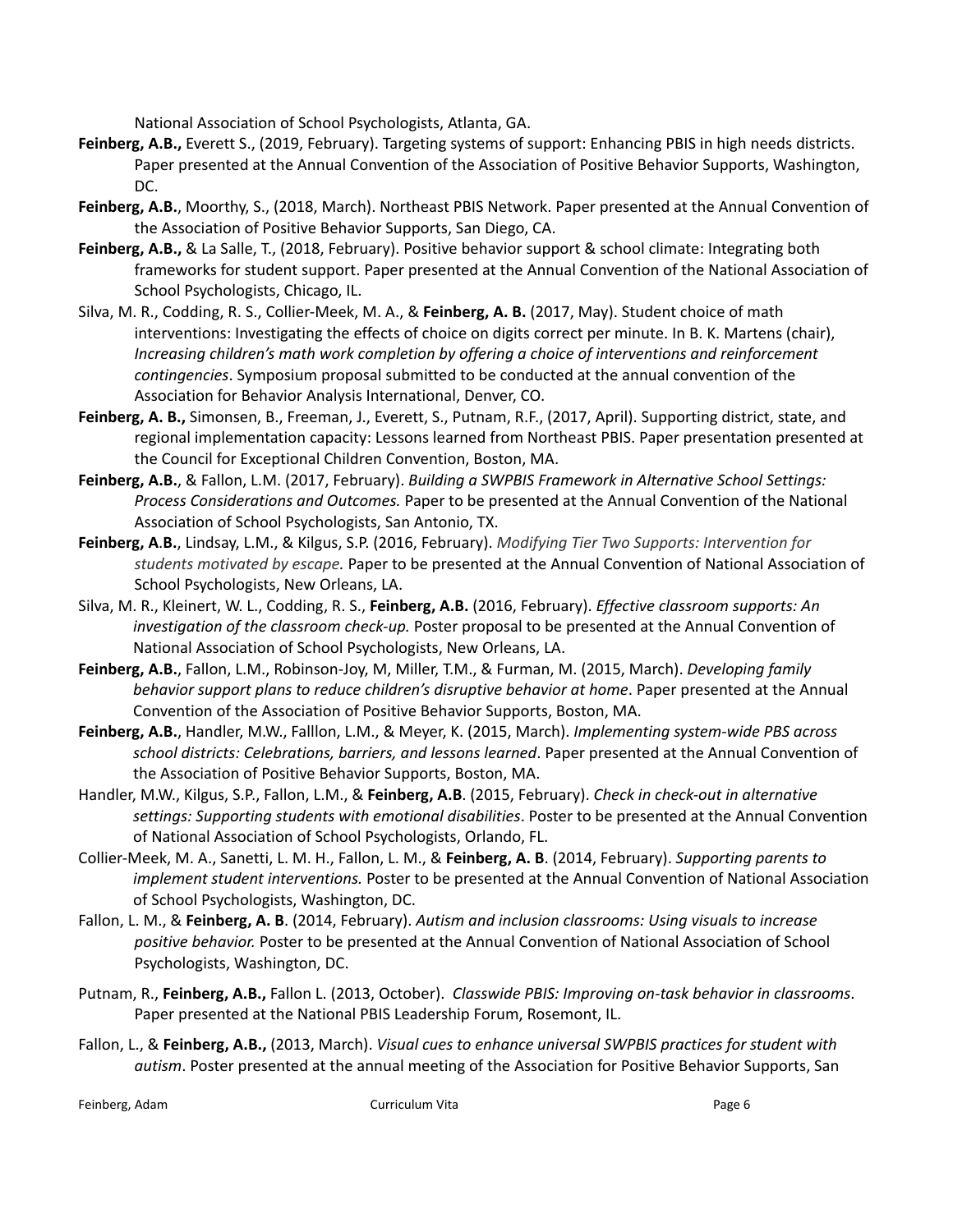National Association of School Psychologists, Atlanta, GA.

**Feinberg, A.B.,** Everett S., (2019, February). Targeting systems of support: Enhancing PBIS in high needs districts. Paper presented at the Annual Convention of the Association of Positive Behavior Supports, Washington, DC.

**Feinberg, A.B.**, Moorthy, S., (2018, March). Northeast PBIS Network. Paper presented at the Annual Convention of the Association of Positive Behavior Supports, San Diego, CA.

**Feinberg, A.B.,** & La Salle, T., (2018, February). Positive behavior support & school climate: Integrating both frameworks for student support. Paper presented at the Annual Convention of the National Association of School Psychologists, Chicago, IL.

Silva, M. R., Codding, R. S., Collier-Meek, M. A., & **Feinberg, A. B.** (2017, May). Student choice of math interventions: Investigating the effects of choice on digits correct per minute. In B. K. Martens (chair), *Increasing children's math work completion by offering a choice of interventions and reinforcement contingencies*. Symposium proposal submitted to be conducted at the annual convention of the Association for Behavior Analysis International, Denver, CO.

**Feinberg, A. B.,** Simonsen, B., Freeman, J., Everett, S., Putnam, R.F., (2017, April). Supporting district, state, and regional implementation capacity: Lessons learned from Northeast PBIS. Paper presentation presented at the Council for Exceptional Children Convention, Boston, MA.

**Feinberg, A.B.**, & Fallon, L.M. (2017, February). *Building a SWPBIS Framework in Alternative School Settings: Process Considerations and Outcomes.* Paper to be presented at the Annual Convention of the National Association of School Psychologists, San Antonio, TX.

**Feinberg, A.B.**, Lindsay, L.M., & Kilgus, S.P. (2016, February). *Modifying Tier Two Supports: Intervention for students motivated by escape.* Paper to be presented at the Annual Convention of National Association of School Psychologists, New Orleans, LA.

Silva, M. R., Kleinert, W. L., Codding, R. S., **Feinberg, A.B.** (2016, February). *Effective classroom supports: An investigation of the classroom check-up.* Poster proposal to be presented at the Annual Convention of National Association of School Psychologists, New Orleans, LA.

**Feinberg, A.B.**, Fallon, L.M., Robinson-Joy, M, Miller, T.M., & Furman, M. (2015, March). *Developing family behavior support plans to reduce children's disruptive behavior at home*. Paper presented at the Annual Convention of the Association of Positive Behavior Supports, Boston, MA.

**Feinberg, A.B.**, Handler, M.W., Falllon, L.M., & Meyer, K. (2015, March). *Implementing system-wide PBS across school districts: Celebrations, barriers, and lessons learned*. Paper presented at the Annual Convention of the Association of Positive Behavior Supports, Boston, MA.

Handler, M.W., Kilgus, S.P., Fallon, L.M., & **Feinberg, A.B**. (2015, February). *Check in check-out in alternative settings: Supporting students with emotional disabilities*. Poster to be presented at the Annual Convention of National Association of School Psychologists, Orlando, FL.

Collier-Meek, M. A., Sanetti, L. M. H., Fallon, L. M., & **Feinberg, A. B**. (2014, February). *Supporting parents to implement student interventions.* Poster to be presented at the Annual Convention of National Association of School Psychologists, Washington, DC.

Fallon, L. M., & **Feinberg, A. B**. (2014, February). *Autism and inclusion classrooms: Using visuals to increase positive behavior.* Poster to be presented at the Annual Convention of National Association of School Psychologists, Washington, DC.

Putnam, R., **Feinberg, A.B.,** Fallon L. (2013, October). *Classwide PBIS: Improving on-task behavior in classrooms*. Paper presented at the National PBIS Leadership Forum, Rosemont, IL.

Fallon, L., & **Feinberg, A.B.,** (2013, March). *Visual cues to enhance universal SWPBIS practices for student with autism*. Poster presented at the annual meeting of the Association for Positive Behavior Supports, San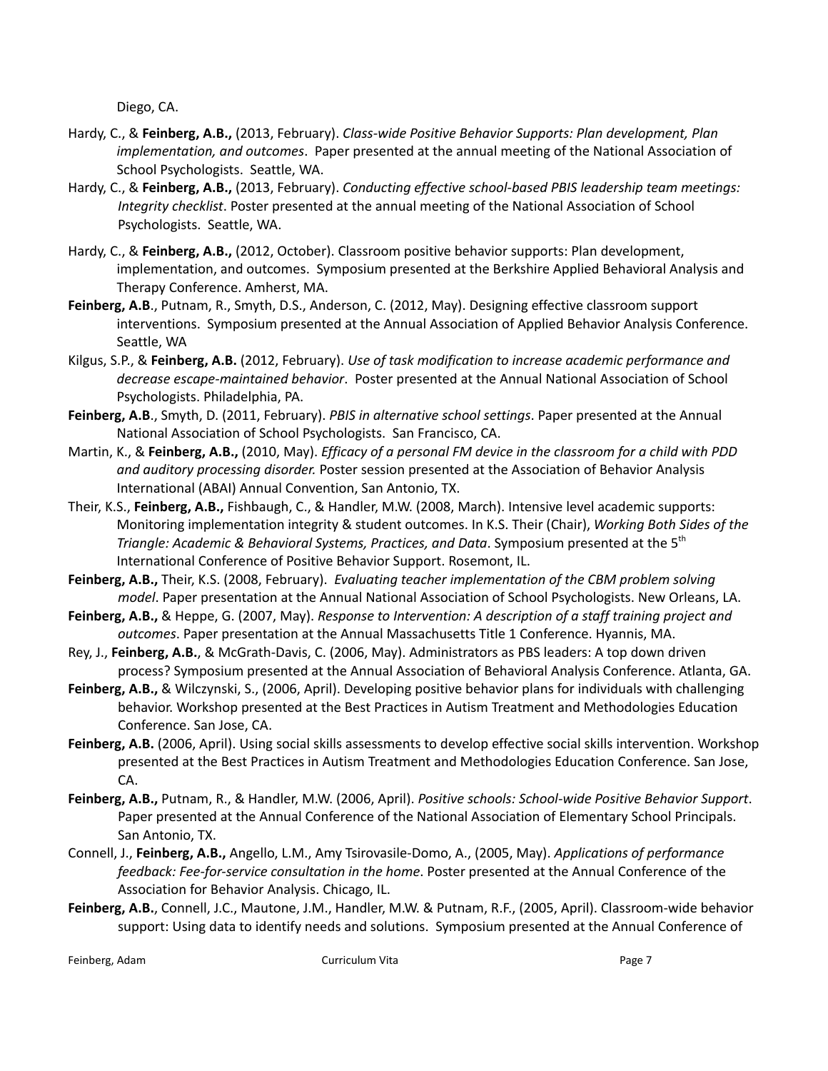Diego, CA.

Hardy, C., & **Feinberg, A.B.,** (2013, February). *Class-wide Positive Behavior Supports: Plan development, Plan implementation, and outcomes*. Paper presented at the annual meeting of the National Association of School Psychologists. Seattle, WA.

Hardy, C., & **Feinberg, A.B.,** (2013, February). *Conducting effective school-based PBIS leadership team meetings: Integrity checklist*. Poster presented at the annual meeting of the National Association of School Psychologists. Seattle, WA.

Hardy, C., & **Feinberg, A.B.,** (2012, October). Classroom positive behavior supports: Plan development, implementation, and outcomes. Symposium presented at the Berkshire Applied Behavioral Analysis and Therapy Conference. Amherst, MA.

**Feinberg, A.B**., Putnam, R., Smyth, D.S., Anderson, C. (2012, May). Designing effective classroom support interventions. Symposium presented at the Annual Association of Applied Behavior Analysis Conference. Seattle, WA

Kilgus, S.P., & **Feinberg, A.B.** (2012, February). *Use of task modification to increase academic performance and decrease escape-maintained behavior*. Poster presented at the Annual National Association of School Psychologists. Philadelphia, PA.

**Feinberg, A.B**., Smyth, D. (2011, February). *PBIS in alternative school settings*. Paper presented at the Annual National Association of School Psychologists. San Francisco, CA.

Martin, K., & **Feinberg, A.B.,** (2010, May). *Efficacy of a personal FM device in the classroom for a child with PDD and auditory processing disorder.* Poster session presented at the Association of Behavior Analysis International (ABAI) Annual Convention, San Antonio, TX.

Their, K.S., **Feinberg, A.B.,** Fishbaugh, C., & Handler, M.W. (2008, March). Intensive level academic supports: Monitoring implementation integrity & student outcomes. In K.S. Their (Chair), *Working Both Sides of the Triangle: Academic & Behavioral Systems, Practices, and Data*. Symposium presented at the 5th International Conference of Positive Behavior Support. Rosemont, IL.

**Feinberg, A.B.,** Their, K.S. (2008, February). *Evaluating teacher implementation of the CBM problem solving model*. Paper presentation at the Annual National Association of School Psychologists. New Orleans, LA.

**Feinberg, A.B.,** & Heppe, G. (2007, May). *Response to Intervention: A description of a staff training project and outcomes*. Paper presentation at the Annual Massachusetts Title 1 Conference. Hyannis, MA.

Rey, J., **Feinberg, A.B.**, & McGrath-Davis, C. (2006, May). Administrators as PBS leaders: A top down driven process? Symposium presented at the Annual Association of Behavioral Analysis Conference. Atlanta, GA.

**Feinberg, A.B.,** & Wilczynski, S., (2006, April). Developing positive behavior plans for individuals with challenging behavior. Workshop presented at the Best Practices in Autism Treatment and Methodologies Education Conference. San Jose, CA.

**Feinberg, A.B.** (2006, April). Using social skills assessments to develop effective social skills intervention. Workshop presented at the Best Practices in Autism Treatment and Methodologies Education Conference. San Jose, CA.

**Feinberg, A.B.,** Putnam, R., & Handler, M.W. (2006, April). *Positive schools: School-wide Positive Behavior Support*. Paper presented at the Annual Conference of the National Association of Elementary School Principals. San Antonio, TX.

Connell, J., **Feinberg, A.B.,** Angello, L.M., Amy Tsirovasile-Domo, A., (2005, May). *Applications of performance feedback: Fee-for-service consultation in the home*. Poster presented at the Annual Conference of the Association for Behavior Analysis. Chicago, IL.

**Feinberg, A.B.**, Connell, J.C., Mautone, J.M., Handler, M.W. & Putnam, R.F., (2005, April). Classroom-wide behavior support: Using data to identify needs and solutions. Symposium presented at the Annual Conference of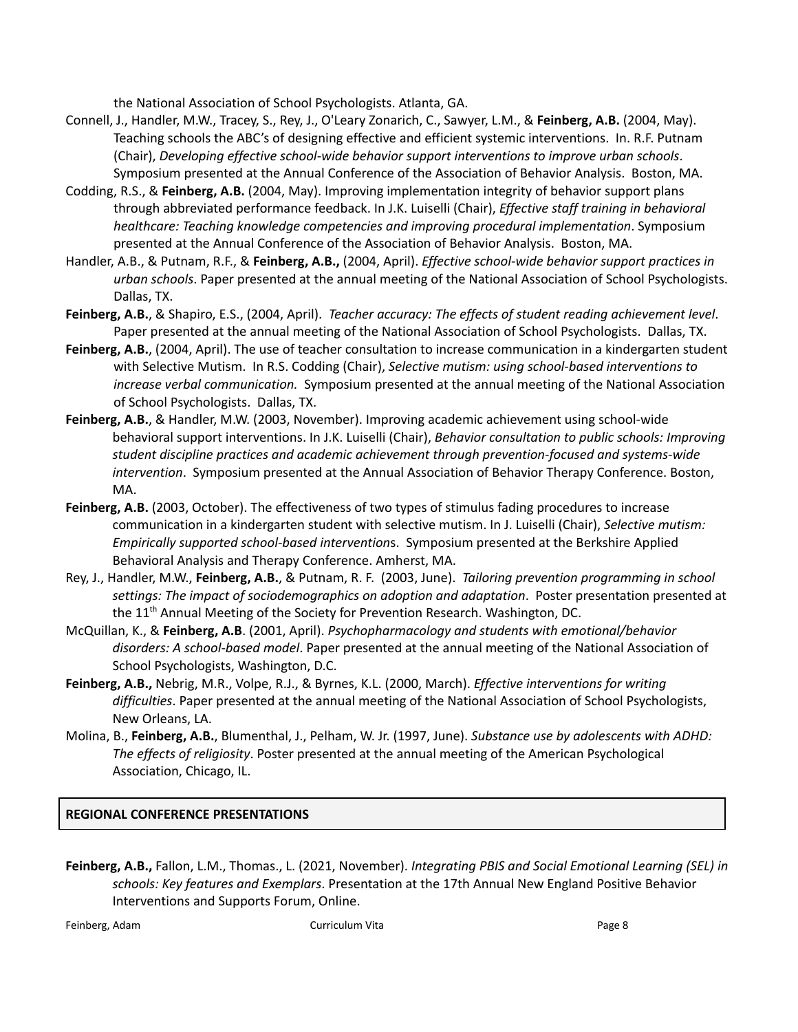the National Association of School Psychologists. Atlanta, GA.

Connell, J., Handler, M.W., Tracey, S., Rey, J., O'Leary Zonarich, C., Sawyer, L.M., & **Feinberg, A.B.** (2004, May). Teaching schools the ABC's of designing effective and efficient systemic interventions. In. R.F. Putnam (Chair), *Developing effective school-wide behavior support interventions to improve urban schools*. Symposium presented at the Annual Conference of the Association of Behavior Analysis. Boston, MA.

Codding, R.S., & **Feinberg, A.B.** (2004, May). Improving implementation integrity of behavior support plans through abbreviated performance feedback. In J.K. Luiselli (Chair), *Effective staff training in behavioral healthcare: Teaching knowledge competencies and improving procedural implementation*. Symposium presented at the Annual Conference of the Association of Behavior Analysis. Boston, MA.

Handler, A.B., & Putnam, R.F., & **Feinberg, A.B.,** (2004, April). *Effective school-wide behavior support practices in urban schools*. Paper presented at the annual meeting of the National Association of School Psychologists. Dallas, TX.

**Feinberg, A.B.**, & Shapiro, E.S., (2004, April). *Teacher accuracy: The effects of student reading achievement level*. Paper presented at the annual meeting of the National Association of School Psychologists. Dallas, TX.

**Feinberg, A.B.**, (2004, April). The use of teacher consultation to increase communication in a kindergarten student with Selective Mutism. In R.S. Codding (Chair), *Selective mutism: using school-based interventions to increase verbal communication.* Symposium presented at the annual meeting of the National Association of School Psychologists. Dallas, TX.

**Feinberg, A.B.**, & Handler, M.W. (2003, November). Improving academic achievement using school-wide behavioral support interventions. In J.K. Luiselli (Chair), *Behavior consultation to public schools: Improving student discipline practices and academic achievement through prevention-focused and systems-wide intervention*. Symposium presented at the Annual Association of Behavior Therapy Conference. Boston, MA.

**Feinberg, A.B.** (2003, October). The effectiveness of two types of stimulus fading procedures to increase communication in a kindergarten student with selective mutism. In J. Luiselli (Chair), *Selective mutism: Empirically supported school-based intervention*s. Symposium presented at the Berkshire Applied Behavioral Analysis and Therapy Conference. Amherst, MA.

Rey, J., Handler, M.W., **Feinberg, A.B.**, & Putnam, R. F. (2003, June). *Tailoring prevention programming in school settings: The impact of sociodemographics on adoption and adaptation*. Poster presentation presented at the 11th Annual Meeting of the Society for Prevention Research. Washington, DC.

McQuillan, K., & **Feinberg, A.B**. (2001, April). *Psychopharmacology and students with emotional/behavior disorders: A school-based model*. Paper presented at the annual meeting of the National Association of School Psychologists, Washington, D.C.

**Feinberg, A.B.,** Nebrig, M.R., Volpe, R.J., & Byrnes, K.L. (2000, March). *Effective interventions for writing difficulties*. Paper presented at the annual meeting of the National Association of School Psychologists, New Orleans, LA.

Molina, B., **Feinberg, A.B.**, Blumenthal, J., Pelham, W. Jr. (1997, June). *Substance use by adolescents with ADHD: The effects of religiosity*. Poster presented at the annual meeting of the American Psychological Association, Chicago, IL.

## REGIONAL CONFERENCE PRESENTATIONS

**Feinberg, A.B.,** Fallon, L.M., Thomas., L. (2021, November). *Integrating PBIS and Social Emotional Learning (SEL) in schools: Key features and Exemplars*. Presentation at the 17th Annual New England Positive Behavior Interventions and Supports Forum, Online.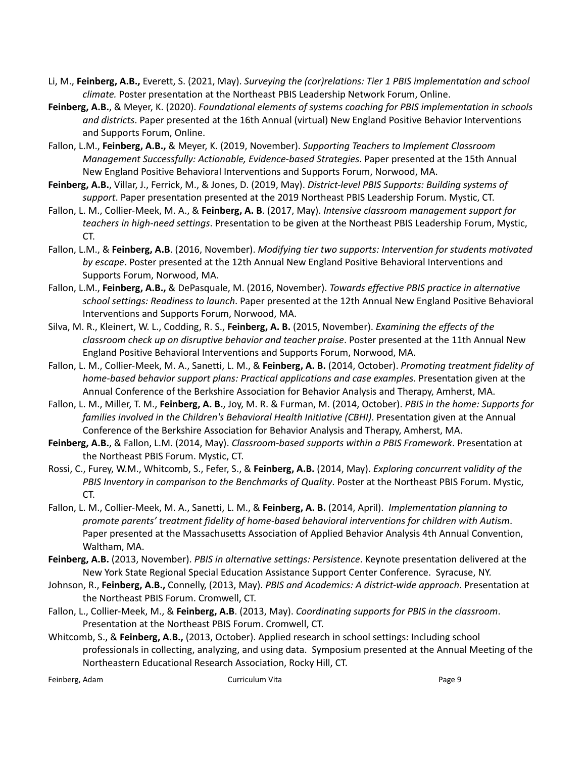Li, M., **Feinberg, A.B.,** Everett, S. (2021, May). *Surveying the (cor)relations: Tier 1 PBIS implementation and school climate.* Poster presentation at the Northeast PBIS Leadership Network Forum, Online.

**Feinberg, A.B.**, & Meyer, K. (2020). *Foundational elements of systems coaching for PBIS implementation in schools and districts*. Paper presented at the 16th Annual (virtual) New England Positive Behavior Interventions and Supports Forum, Online.

Fallon, L.M., **Feinberg, A.B.,** & Meyer, K. (2019, November). *Supporting Teachers to Implement Classroom Management Successfully: Actionable, Evidence-based Strategies*. Paper presented at the 15th Annual New England Positive Behavioral Interventions and Supports Forum, Norwood, MA.

**Feinberg, A.B.**, Villar, J., Ferrick, M., & Jones, D. (2019, May). *District-level PBIS Supports: Building systems of support*. Paper presentation presented at the 2019 Northeast PBIS Leadership Forum. Mystic, CT.

Fallon, L. M., Collier-Meek, M. A., & **Feinberg, A. B**. (2017, May). *Intensive classroom management support for teachers in high-need settings*. Presentation to be given at the Northeast PBIS Leadership Forum, Mystic, CT.

Fallon, L.M., & **Feinberg, A.B**. (2016, November). *Modifying tier two supports: Intervention for students motivated by escape*. Poster presented at the 12th Annual New England Positive Behavioral Interventions and Supports Forum, Norwood, MA.

Fallon, L.M., **Feinberg, A.B.,** & DePasquale, M. (2016, November). *Towards effective PBIS practice in alternative school settings: Readiness to launch*. Paper presented at the 12th Annual New England Positive Behavioral Interventions and Supports Forum, Norwood, MA.

Silva, M. R., Kleinert, W. L., Codding, R. S., **Feinberg, A. B.** (2015, November). *Examining the effects of the classroom check up on disruptive behavior and teacher praise*. Poster presented at the 11th Annual New England Positive Behavioral Interventions and Supports Forum, Norwood, MA.

Fallon, L. M., Collier-Meek, M. A., Sanetti, L. M., & **Feinberg, A. B.** (2014, October). *Promoting treatment fidelity of home-based behavior support plans: Practical applications and case examples*. Presentation given at the Annual Conference of the Berkshire Association for Behavior Analysis and Therapy, Amherst, MA.

Fallon, L. M., Miller, T. M., **Feinberg, A. B.**, Joy, M. R. & Furman, M. (2014, October). *PBIS in the home: Supports for families involved in the Children's Behavioral Health Initiative (CBHI)*. Presentation given at the Annual Conference of the Berkshire Association for Behavior Analysis and Therapy, Amherst, MA.

**Feinberg, A.B.**, & Fallon, L.M. (2014, May). *Classroom-based supports within a PBIS Framework*. Presentation at the Northeast PBIS Forum. Mystic, CT.

Rossi, C., Furey, W.M., Whitcomb, S., Fefer, S., & **Feinberg, A.B.** (2014, May). *Exploring concurrent validity of the PBIS Inventory in comparison to the Benchmarks of Quality*. Poster at the Northeast PBIS Forum. Mystic, CT.

Fallon, L. M., Collier-Meek, M. A., Sanetti, L. M., & **Feinberg, A. B.** (2014, April). *Implementation planning to promote parents' treatment fidelity of home-based behavioral interventions for children with Autism*. Paper presented at the Massachusetts Association of Applied Behavior Analysis 4th Annual Convention, Waltham, MA.

**Feinberg, A.B.** (2013, November). *PBIS in alternative settings: Persistence*. Keynote presentation delivered at the New York State Regional Special Education Assistance Support Center Conference. Syracuse, NY.

Johnson, R., **Feinberg, A.B.,** Connelly, (2013, May). *PBIS and Academics: A district-wide approach*. Presentation at the Northeast PBIS Forum. Cromwell, CT.

Fallon, L., Collier-Meek, M., & **Feinberg, A.B**. (2013, May). *Coordinating supports for PBIS in the classroom*. Presentation at the Northeast PBIS Forum. Cromwell, CT.

Whitcomb, S., & **Feinberg, A.B.,** (2013, October). Applied research in school settings: Including school professionals in collecting, analyzing, and using data. Symposium presented at the Annual Meeting of the Northeastern Educational Research Association, Rocky Hill, CT.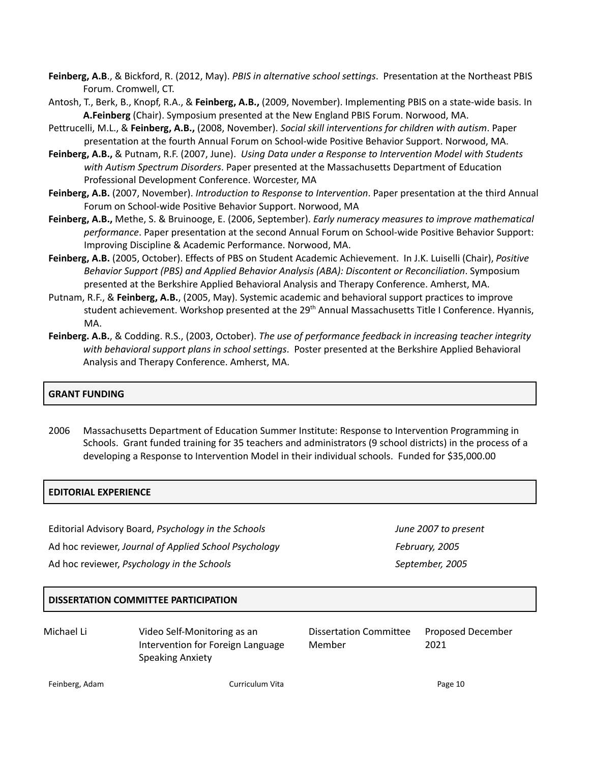**Feinberg, A.B**., & Bickford, R. (2012, May). *PBIS in alternative school settings*. Presentation at the Northeast PBIS Forum. Cromwell, CT.

Antosh, T., Berk, B., Knopf, R.A., & **Feinberg, A.B.,** (2009, November). Implementing PBIS on a state-wide basis. In **A.Feinberg** (Chair). Symposium presented at the New England PBIS Forum. Norwood, MA.

Pettrucelli, M.L., & **Feinberg, A.B.,** (2008, November). *Social skill interventions for children with autism*. Paper presentation at the fourth Annual Forum on School-wide Positive Behavior Support. Norwood, MA.

**Feinberg, A.B.,** & Putnam, R.F. (2007, June). *Using Data under a Response to Intervention Model with Students with Autism Spectrum Disorders*. Paper presented at the Massachusetts Department of Education Professional Development Conference. Worcester, MA

**Feinberg, A.B.** (2007, November). *Introduction to Response to Intervention*. Paper presentation at the third Annual Forum on School-wide Positive Behavior Support. Norwood, MA

**Feinberg, A.B.,** Methe, S. & Bruinooge, E. (2006, September). *Early numeracy measures to improve mathematical performance*. Paper presentation at the second Annual Forum on School-wide Positive Behavior Support: Improving Discipline & Academic Performance. Norwood, MA.

**Feinberg, A.B.** (2005, October). Effects of PBS on Student Academic Achievement. In J.K. Luiselli (Chair), *Positive Behavior Support (PBS) and Applied Behavior Analysis (ABA): Discontent or Reconciliation*. Symposium presented at the Berkshire Applied Behavioral Analysis and Therapy Conference. Amherst, MA.

Putnam, R.F., & **Feinberg, A.B.**, (2005, May). Systemic academic and behavioral support practices to improve student achievement. Workshop presented at the 29th Annual Massachusetts Title I Conference. Hyannis, MA.

**Feinberg. A.B.**, & Codding. R.S., (2003, October). *The use of performance feedback in increasing teacher integrity with behavioral support plans in school settings*. Poster presented at the Berkshire Applied Behavioral Analysis and Therapy Conference. Amherst, MA.

## GRANT FUNDING

2006 Massachusetts Department of Education Summer Institute: Response to Intervention Programming in Schools. Grant funded training for 35 teachers and administrators (9 school districts) in the process of a developing a Response to Intervention Model in their individual schools. Funded for $35,000.00

## EDITORIAL EXPERIENCE

| | |
|---|---|
| Editorial Advisory Board, *Psychology in the Schools* | *June 2007 to present* |
| Ad hoc reviewer, *Journal of Applied School Psychology* | *February, 2005* |
| Ad hoc reviewer, *Psychology in the Schools* | *September, 2005* |

## DISSERTATION COMMITTEE PARTICIPATION

| | | | |
|---|---|---|---|
| Michael Li | Video Self-Monitoring as an Intervention for Foreign Language Speaking Anxiety | Dissertation Committee Member | Proposed December 2021 |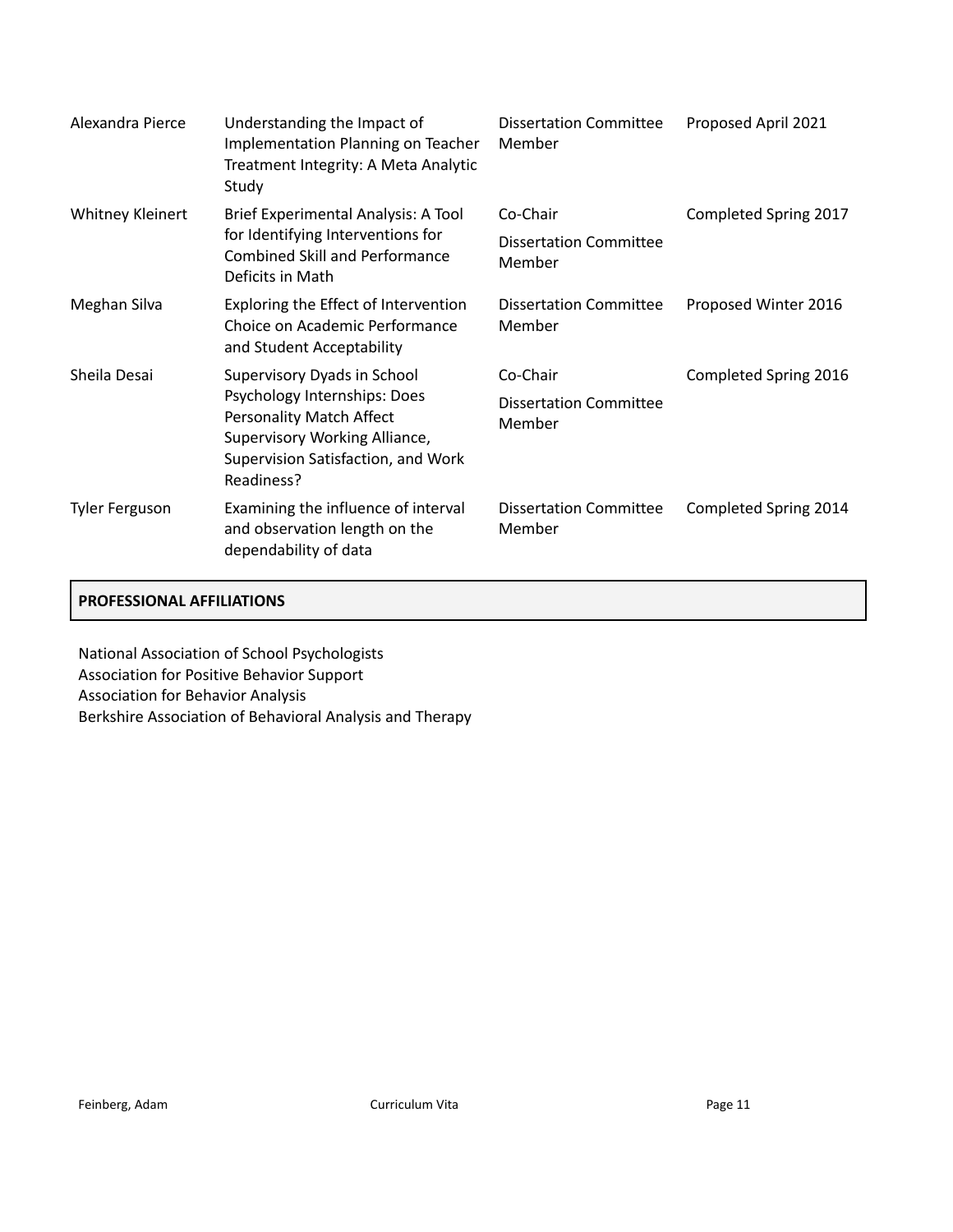| | | | |
|---|---|---|---|
| Alexandra Pierce | Understanding the Impact of Implementation Planning on Teacher Treatment Integrity: A Meta Analytic Study | Dissertation Committee Member | Proposed April 2021 |
| Whitney Kleinert | Brief Experimental Analysis: A Tool for Identifying Interventions for Combined Skill and Performance Deficits in Math | Co-Chair<br>Dissertation Committee Member | Completed Spring 2017 |
| Meghan Silva | Exploring the Effect of Intervention Choice on Academic Performance and Student Acceptability | Dissertation Committee Member | Proposed Winter 2016 |
| Sheila Desai | Supervisory Dyads in School Psychology Internships: Does Personality Match Affect Supervisory Working Alliance, Supervision Satisfaction, and Work Readiness? | Co-Chair<br>Dissertation Committee Member | Completed Spring 2016 |
| Tyler Ferguson | Examining the influence of interval and observation length on the dependability of data | Dissertation Committee Member | Completed Spring 2014 |

## PROFESSIONAL AFFILIATIONS

National Association of School Psychologists
Association for Positive Behavior Support
Association for Behavior Analysis
Berkshire Association of Behavioral Analysis and Therapy